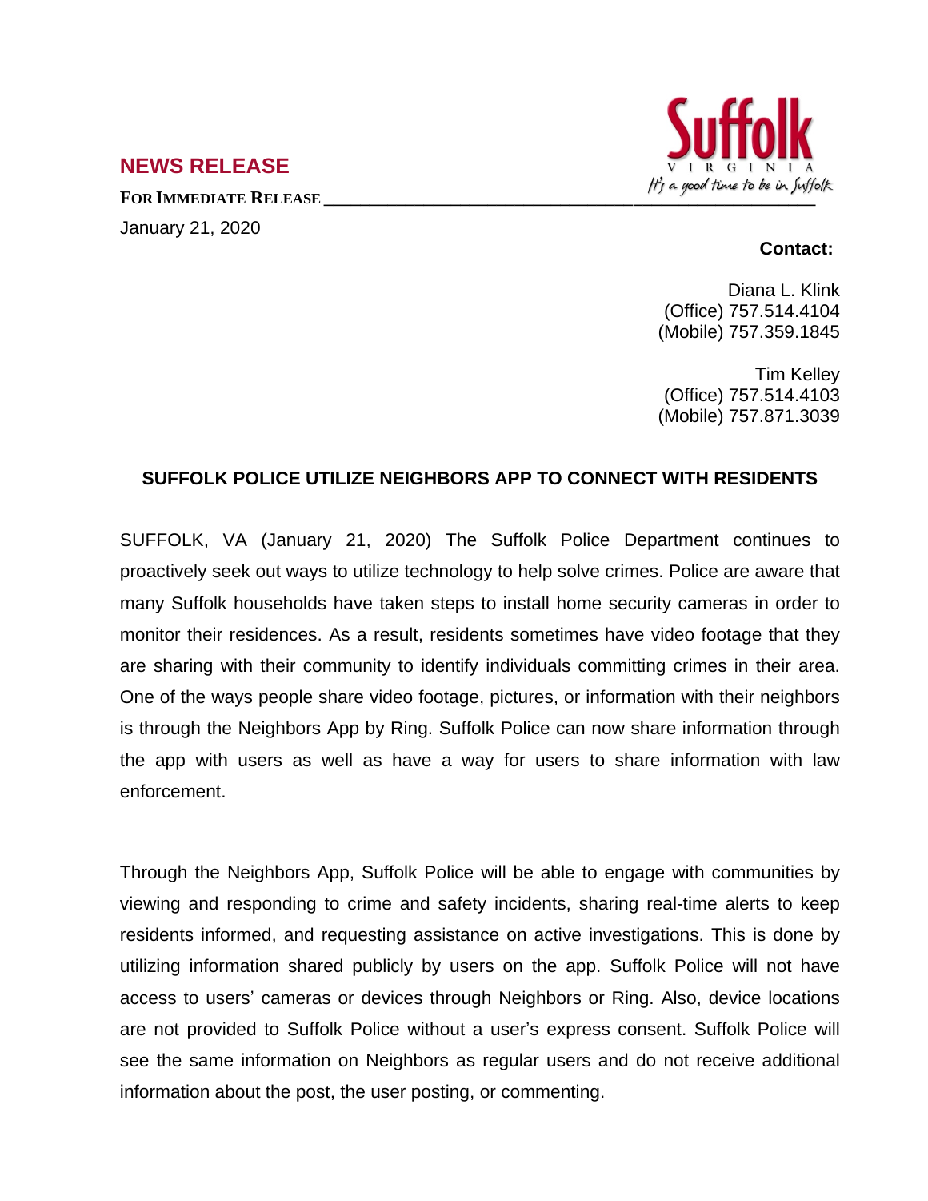## NEWS RELEASE

**FOR IMMEDIATE RELEASE**

January 21, 2020

**Contact:**

Diana L. Klink
(Office) 757.514.4104
(Mobile) 757.359.1845

Tim Kelley
(Office) 757.514.4103
(Mobile) 757.871.3039

### SUFFOLK POLICE UTILIZE NEIGHBORS APP TO CONNECT WITH RESIDENTS

SUFFOLK, VA (January 21, 2020) The Suffolk Police Department continues to proactively seek out ways to utilize technology to help solve crimes. Police are aware that many Suffolk households have taken steps to install home security cameras in order to monitor their residences. As a result, residents sometimes have video footage that they are sharing with their community to identify individuals committing crimes in their area. One of the ways people share video footage, pictures, or information with their neighbors is through the Neighbors App by Ring. Suffolk Police can now share information through the app with users as well as have a way for users to share information with law enforcement.

Through the Neighbors App, Suffolk Police will be able to engage with communities by viewing and responding to crime and safety incidents, sharing real-time alerts to keep residents informed, and requesting assistance on active investigations. This is done by utilizing information shared publicly by users on the app. Suffolk Police will not have access to users' cameras or devices through Neighbors or Ring. Also, device locations are not provided to Suffolk Police without a user's express consent. Suffolk Police will see the same information on Neighbors as regular users and do not receive additional information about the post, the user posting, or commenting.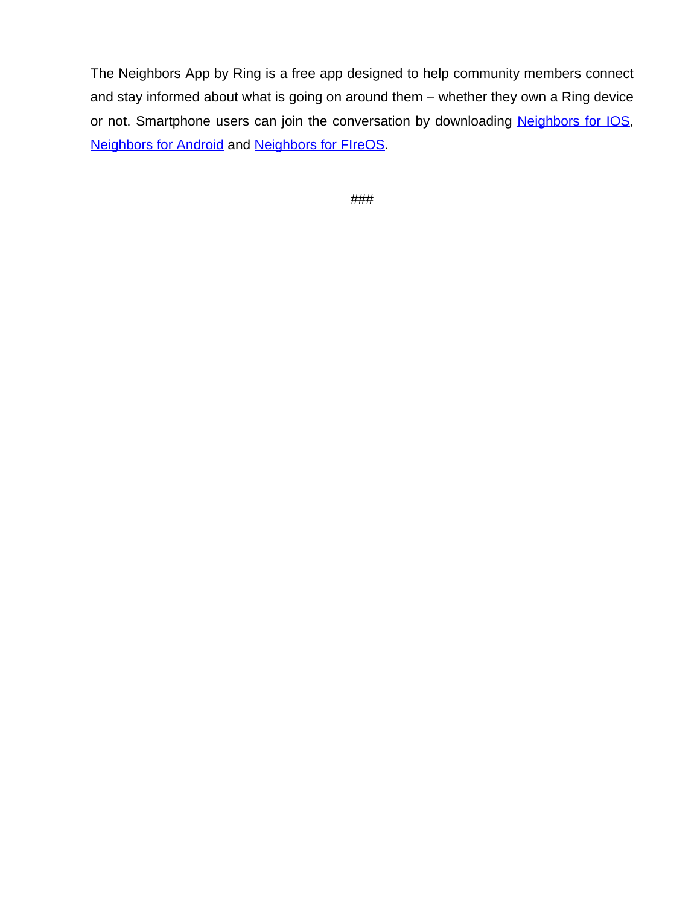The Neighbors App by Ring is a free app designed to help community members connect and stay informed about what is going on around them – whether they own a Ring device or not. Smartphone users can join the conversation by downloading Neighbors for IOS, Neighbors for Android and Neighbors for FIreOS.

###